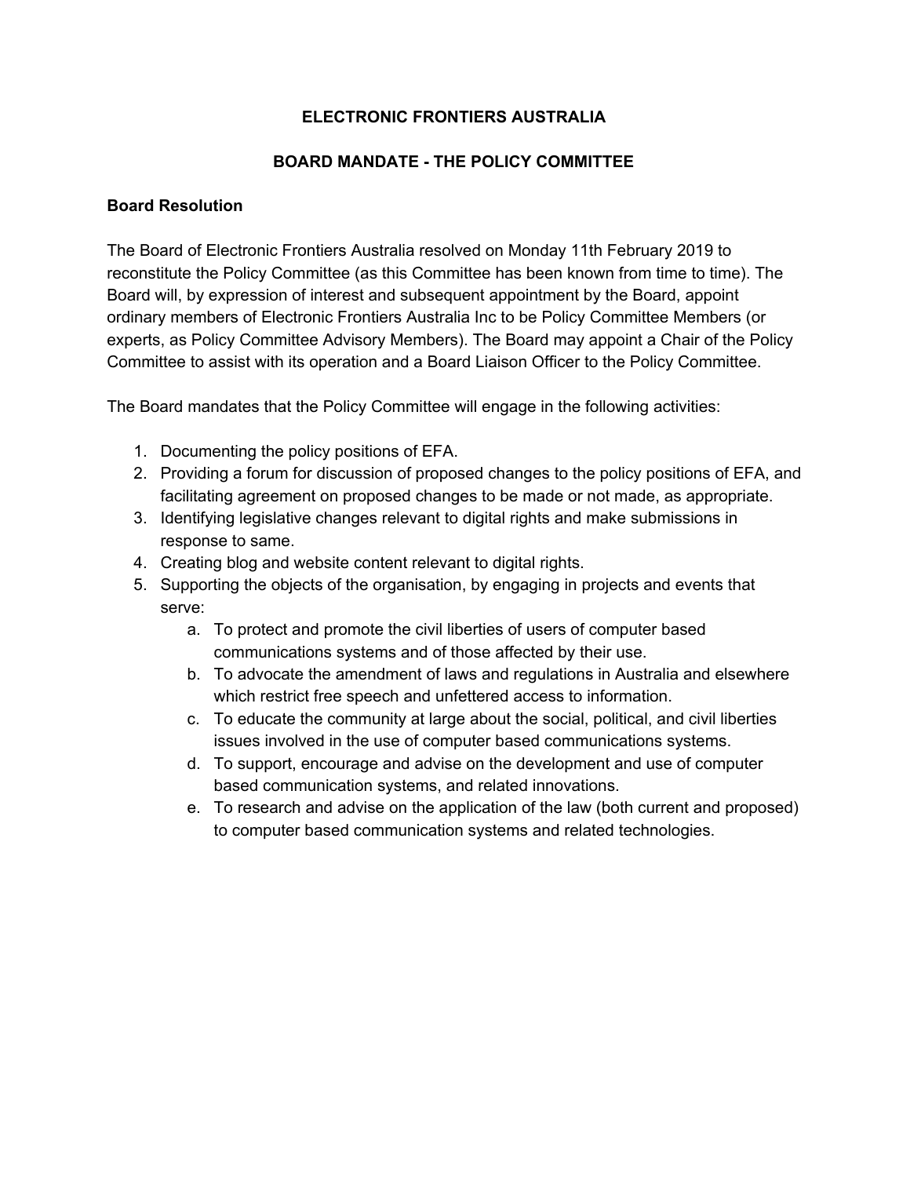# ELECTRONIC FRONTIERS AUSTRALIA

## BOARD MANDATE - THE POLICY COMMITTEE

### Board Resolution

The Board of Electronic Frontiers Australia resolved on Monday 11th February 2019 to reconstitute the Policy Committee (as this Committee has been known from time to time). The Board will, by expression of interest and subsequent appointment by the Board, appoint ordinary members of Electronic Frontiers Australia Inc to be Policy Committee Members (or experts, as Policy Committee Advisory Members). The Board may appoint a Chair of the Policy Committee to assist with its operation and a Board Liaison Officer to the Policy Committee.

The Board mandates that the Policy Committee will engage in the following activities:

1. Documenting the policy positions of EFA.
2. Providing a forum for discussion of proposed changes to the policy positions of EFA, and facilitating agreement on proposed changes to be made or not made, as appropriate.
3. Identifying legislative changes relevant to digital rights and make submissions in response to same.
4. Creating blog and website content relevant to digital rights.
5. Supporting the objects of the organisation, by engaging in projects and events that serve:
    a. To protect and promote the civil liberties of users of computer based communications systems and of those affected by their use.
    b. To advocate the amendment of laws and regulations in Australia and elsewhere which restrict free speech and unfettered access to information.
    c. To educate the community at large about the social, political, and civil liberties issues involved in the use of computer based communications systems.
    d. To support, encourage and advise on the development and use of computer based communication systems, and related innovations.
    e. To research and advise on the application of the law (both current and proposed) to computer based communication systems and related technologies.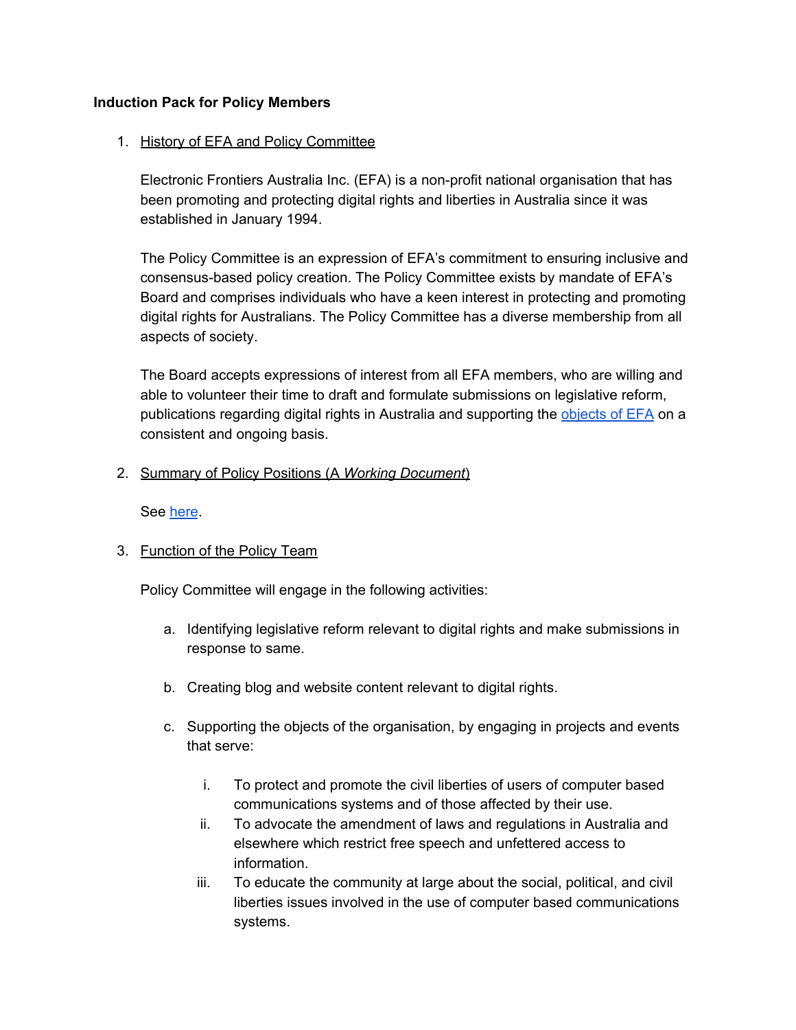**Induction Pack for Policy Members**

1. <u>History of EFA and Policy Committee</u>

   Electronic Frontiers Australia Inc. (EFA) is a non-profit national organisation that has been promoting and protecting digital rights and liberties in Australia since it was established in January 1994.

   The Policy Committee is an expression of EFA's commitment to ensuring inclusive and consensus-based policy creation. The Policy Committee exists by mandate of EFA's Board and comprises individuals who have a keen interest in protecting and promoting digital rights for Australians. The Policy Committee has a diverse membership from all aspects of society.

   The Board accepts expressions of interest from all EFA members, who are willing and able to volunteer their time to draft and formulate submissions on legislative reform, publications regarding digital rights in Australia and supporting the objects of EFA on a consistent and ongoing basis.

2. <u>Summary of Policy Positions (A *Working Document*)</u>

   See here.

3. <u>Function of the Policy Team</u>

   Policy Committee will engage in the following activities:

   a. Identifying legislative reform relevant to digital rights and make submissions in response to same.

   b. Creating blog and website content relevant to digital rights.

   c. Supporting the objects of the organisation, by engaging in projects and events that serve:

      i. To protect and promote the civil liberties of users of computer based communications systems and of those affected by their use.
      ii. To advocate the amendment of laws and regulations in Australia and elsewhere which restrict free speech and unfettered access to information.
      iii. To educate the community at large about the social, political, and civil liberties issues involved in the use of computer based communications systems.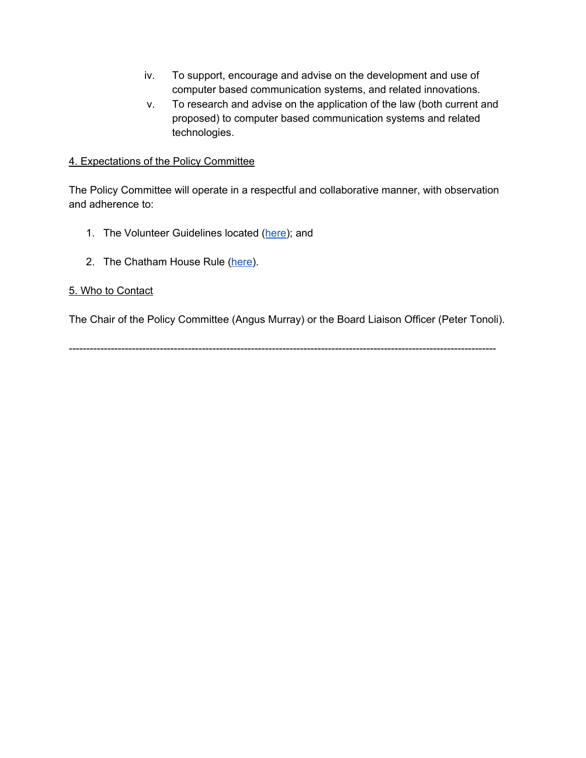iv. To support, encourage and advise on the development and use of computer based communication systems, and related innovations.

v. To research and advise on the application of the law (both current and proposed) to computer based communication systems and related technologies.

<u>4. Expectations of the Policy Committee</u>

The Policy Committee will operate in a respectful and collaborative manner, with observation and adherence to:

1. The Volunteer Guidelines located (here); and

2. The Chatham House Rule (here).

<u>5. Who to Contact</u>

The Chair of the Policy Committee (Angus Murray) or the Board Liaison Officer (Peter Tonoli).

---